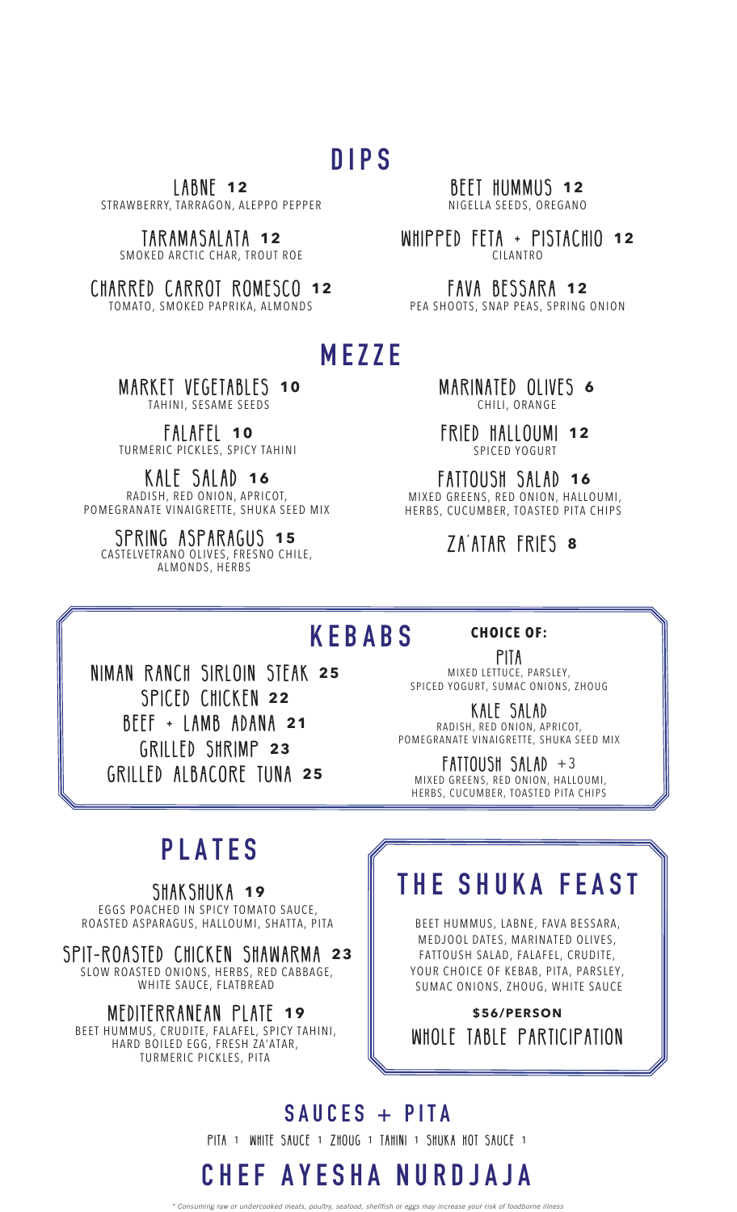# DIPS

**LABNE 12**
STRAWBERRY, TARRAGON, ALEPPO PEPPER

**TARAMASALATA 12**
SMOKED ARCTIC CHAR, TROUT ROE

**CHARRED CARROT ROMESCO 12**
TOMATO, SMOKED PAPRIKA, ALMONDS

**BEET HUMMUS 12**
NIGELLA SEEDS, OREGANO

**WHIPPED FETA + PISTACHIO 12**
CILANTRO

**FAVA BESSARA 12**
PEA SHOOTS, SNAP PEAS, SPRING ONION

# MEZZE

**MARKET VEGETABLES 10**
TAHINI, SESAME SEEDS

**FALAFEL 10**
TURMERIC PICKLES, SPICY TAHINI

**KALE SALAD 16**
RADISH, RED ONION, APRICOT, POMEGRANATE VINAIGRETTE, SHUKA SEED MIX

**SPRING ASPARAGUS 15**
CASTELVETRANO OLIVES, FRESNO CHILE, ALMONDS, HERBS

**MARINATED OLIVES 6**
CHILI, ORANGE

**FRIED HALLOUMI 12**
SPICED YOGURT

**FATTOUSH SALAD 16**
MIXED GREENS, RED ONION, HALLOUMI, HERBS, CUCUMBER, TOASTED PITA CHIPS

**ZA'ATAR FRIES 8**

# KEBABS

**NIMAN RANCH SIRLOIN STEAK 25**
**SPICED CHICKEN 22**
**BEEF + LAMB ADANA 21**
**GRILLED SHRIMP 23**
**GRILLED ALBACORE TUNA 25**

**CHOICE OF:**

**PITA**
MIXED LETTUCE, PARSLEY, SPICED YOGURT, SUMAC ONIONS, ZHOUG

**KALE SALAD**
RADISH, RED ONION, APRICOT, POMEGRANATE VINAIGRETTE, SHUKA SEED MIX

**FATTOUSH SALAD +3**
MIXED GREENS, RED ONION, HALLOUMI, HERBS, CUCUMBER, TOASTED PITA CHIPS

# PLATES

**SHAKSHUKA 19**
EGGS POACHED IN SPICY TOMATO SAUCE, ROASTED ASPARAGUS, HALLOUMI, SHATTA, PITA

**SPIT-ROASTED CHICKEN SHAWARMA 23**
SLOW ROASTED ONIONS, HERBS, RED CABBAGE, WHITE SAUCE, FLATBREAD

**MEDITERRANEAN PLATE 19**
BEET HUMMUS, CRUDITE, FALAFEL, SPICY TAHINI, HARD BOILED EGG, FRESH ZA'ATAR, TURMERIC PICKLES, PITA

# THE SHUKA FEAST

BEET HUMMUS, LABNE, FAVA BESSARA, MEDJOOL DATES, MARINATED OLIVES, FATTOUSH SALAD, FALAFEL, CRUDITE, YOUR CHOICE OF KEBAB, PITA, PARSLEY, SUMAC ONIONS, ZHOUG, WHITE SAUCE

**$56/PERSON**
WHOLE TABLE PARTICIPATION

# SAUCES + PITA

PITA 1 WHITE SAUCE 1 ZHOUG 1 TAHINI 1 SHUKA HOT SAUCE 1

# CHEF AYESHA NURDJAJA

*\* Consuming raw or undercooked meats, poultry, seafood, shellfish or eggs may increase your risk of foodborne illness*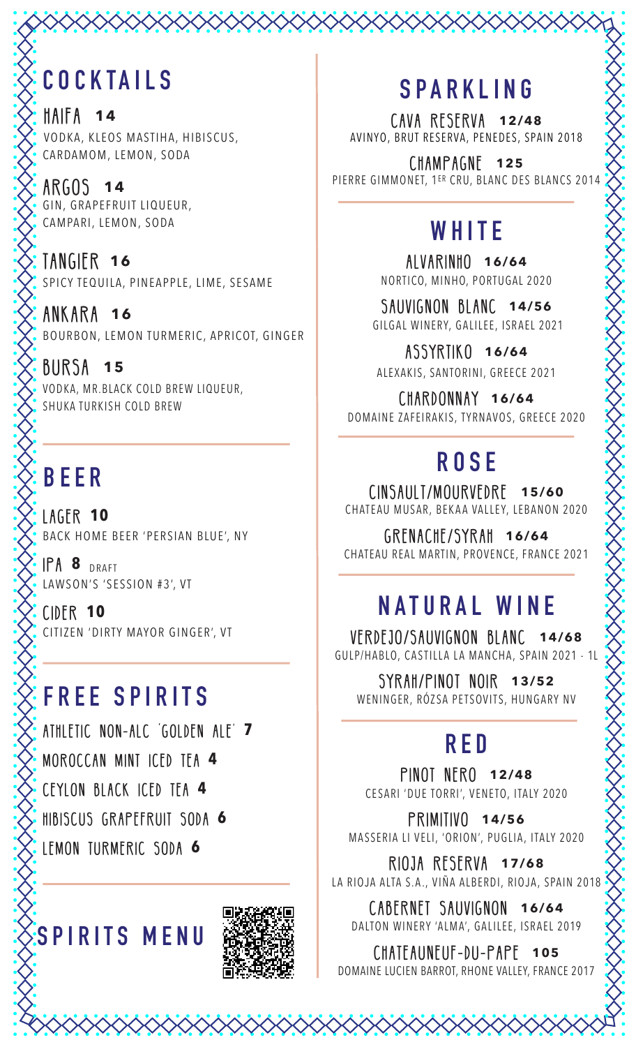## COCKTAILS

**HAIFA** 14
VODKA, KLEOS MASTIHA, HIBISCUS, CARDAMOM, LEMON, SODA

**ARGOS** 14
GIN, GRAPEFRUIT LIQUEUR, CAMPARI, LEMON, SODA

**TANGIER** 16
SPICY TEQUILA, PINEAPPLE, LIME, SESAME

**ANKARA** 16
BOURBON, LEMON TURMERIC, APRICOT, GINGER

**BURSA** 15
VODKA, MR.BLACK COLD BREW LIQUEUR, SHUKA TURKISH COLD BREW

## BEER

**LAGER** 10
BACK HOME BEER 'PERSIAN BLUE', NY

**IPA** 8 DRAFT
LAWSON'S 'SESSION #3', VT

**CIDER** 10
CITIZEN 'DIRTY MAYOR GINGER', VT

## FREE SPIRITS

ATHLETIC NON-ALC 'GOLDEN ALE' 7

MOROCCAN MINT ICED TEA 4

CEYLON BLACK ICED TEA 4

HIBISCUS GRAPEFRUIT SODA 6

LEMON TURMERIC SODA 6

## SPIRITS MENU

## SPARKLING

**CAVA RESERVA** 12/48
AVINYO, BRUT RESERVA, PENEDES, SPAIN 2018

**CHAMPAGNE** 125
PIERRE GIMMONET, 1ER CRU, BLANC DES BLANCS 2014

## WHITE

**ALVARINHO** 16/64
NORTICO, MINHO, PORTUGAL 2020

**SAUVIGNON BLANC** 14/56
GILGAL WINERY, GALILEE, ISRAEL 2021

**ASSYRTIKO** 16/64
ALEXAKIS, SANTORINI, GREECE 2021

**CHARDONNAY** 16/64
DOMAINE ZAFEIRAKIS, TYRNAVOS, GREECE 2020

## ROSE

**CINSAULT/MOURVEDRE** 15/60
CHATEAU MUSAR, BEKAA VALLEY, LEBANON 2020

**GRENACHE/SYRAH** 16/64
CHATEAU REAL MARTIN, PROVENCE, FRANCE 2021

## NATURAL WINE

**VERDEJO/SAUVIGNON BLANC** 14/68
GULP/HABLO, CASTILLA LA MANCHA, SPAIN 2021 - 1L

**SYRAH/PINOT NOIR** 13/52
WENINGER, RÓZSA PETSOVITS, HUNGARY NV

## RED

**PINOT NERO** 12/48
CESARI 'DUE TORRI', VENETO, ITALY 2020

**PRIMITIVO** 14/56
MASSERIA LI VELI, 'ORION', PUGLIA, ITALY 2020

**RIOJA RESERVA** 17/68
LA RIOJA ALTA S.A., VIÑA ALBERDI, RIOJA, SPAIN 2018

**CABERNET SAUVIGNON** 16/64
DALTON WINERY 'ALMA', GALILEE, ISRAEL 2019

**CHATEAUNEUF-DU-PAPE** 105
DOMAINE LUCIEN BARROT, RHONE VALLEY, FRANCE 2017